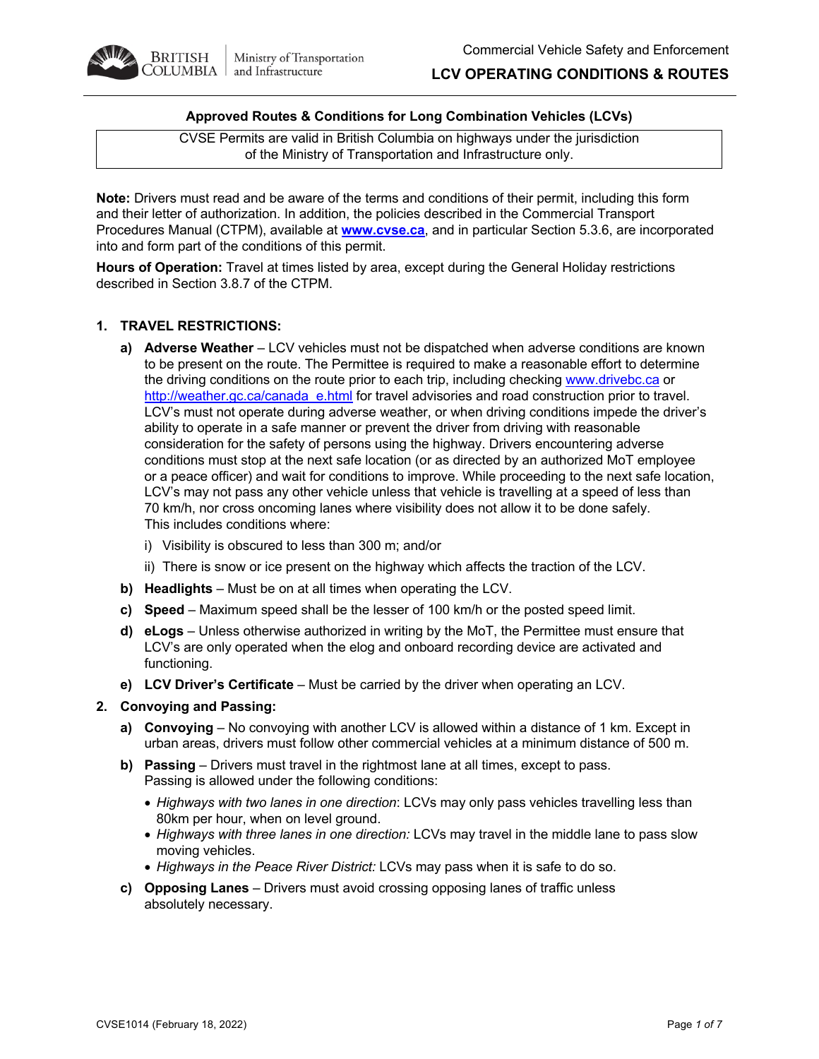# Approved Routes & Conditions for Long Combination Vehicles (LCVs)

CVSE Permits are valid in British Columbia on highways under the jurisdiction of the Ministry of Transportation and Infrastructure only.

**Note:** Drivers must read and be aware of the terms and conditions of their permit, including this form and their letter of authorization. In addition, the policies described in the Commercial Transport Procedures Manual (CTPM), available at **www.cvse.ca**, and in particular Section 5.3.6, are incorporated into and form part of the conditions of this permit.

**Hours of Operation:** Travel at times listed by area, except during the General Holiday restrictions described in Section 3.8.7 of the CTPM.

## 1. TRAVEL RESTRICTIONS:

a) **Adverse Weather** – LCV vehicles must not be dispatched when adverse conditions are known to be present on the route. The Permittee is required to make a reasonable effort to determine the driving conditions on the route prior to each trip, including checking www.drivebc.ca or http://weather.gc.ca/canada_e.html for travel advisories and road construction prior to travel. LCV's must not operate during adverse weather, or when driving conditions impede the driver's ability to operate in a safe manner or prevent the driver from driving with reasonable consideration for the safety of persons using the highway. Drivers encountering adverse conditions must stop at the next safe location (or as directed by an authorized MoT employee or a peace officer) and wait for conditions to improve. While proceeding to the next safe location, LCV's may not pass any other vehicle unless that vehicle is travelling at a speed of less than 70 km/h, nor cross oncoming lanes where visibility does not allow it to be done safely. This includes conditions where:

   i) Visibility is obscured to less than 300 m; and/or

   ii) There is snow or ice present on the highway which affects the traction of the LCV.

b) **Headlights** – Must be on at all times when operating the LCV.

c) **Speed** – Maximum speed shall be the lesser of 100 km/h or the posted speed limit.

d) **eLogs** – Unless otherwise authorized in writing by the MoT, the Permittee must ensure that LCV's are only operated when the elog and onboard recording device are activated and functioning.

e) **LCV Driver's Certificate** – Must be carried by the driver when operating an LCV.

## 2. Convoying and Passing:

a) **Convoying** – No convoying with another LCV is allowed within a distance of 1 km. Except in urban areas, drivers must follow other commercial vehicles at a minimum distance of 500 m.

b) **Passing** – Drivers must travel in the rightmost lane at all times, except to pass. Passing is allowed under the following conditions:

   - *Highways with two lanes in one direction*: LCVs may only pass vehicles travelling less than 80km per hour, when on level ground.
   - *Highways with three lanes in one direction:* LCVs may travel in the middle lane to pass slow moving vehicles.
   - *Highways in the Peace River District:* LCVs may pass when it is safe to do so.

c) **Opposing Lanes** – Drivers must avoid crossing opposing lanes of traffic unless absolutely necessary.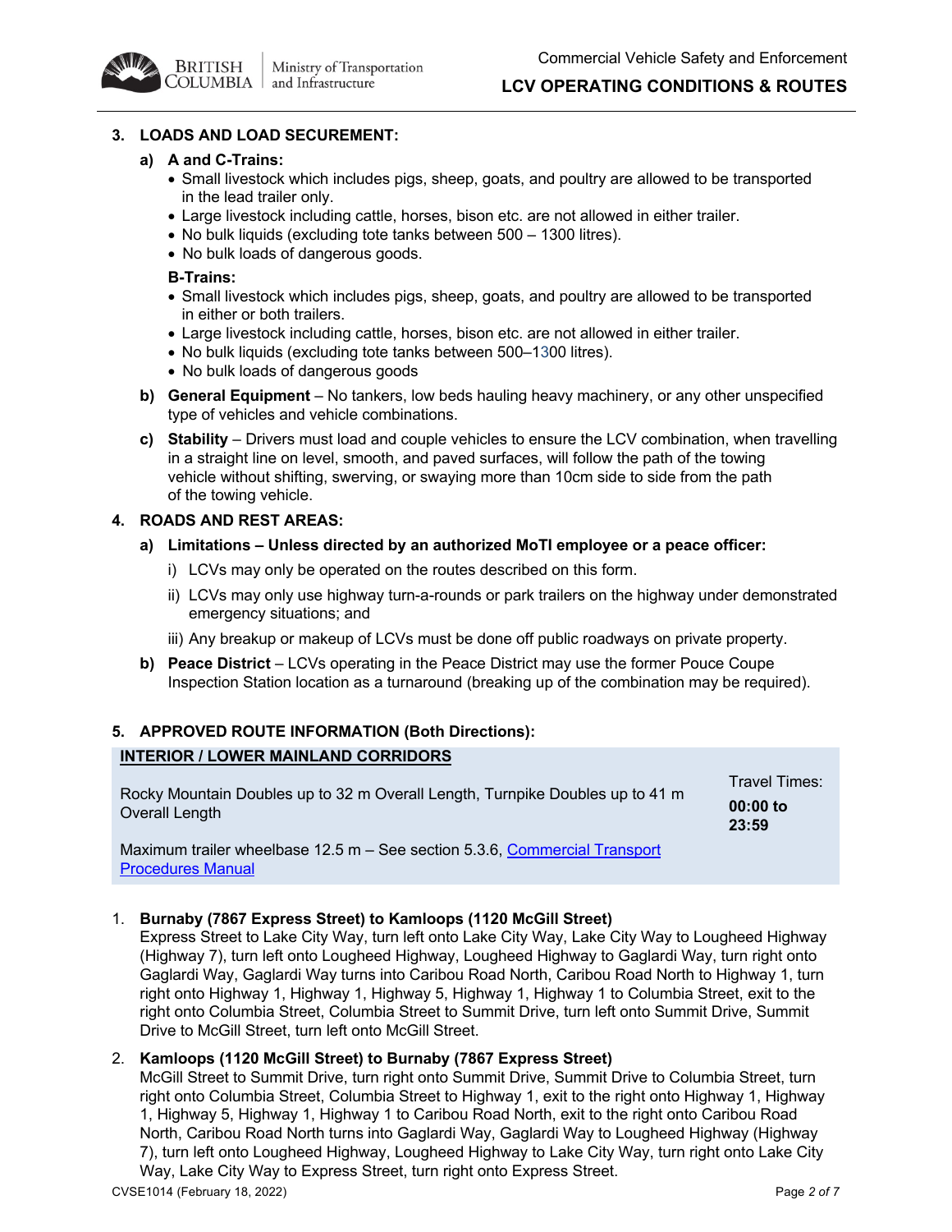### 3. LOADS AND LOAD SECUREMENT:

**a) A and C-Trains:**

- Small livestock which includes pigs, sheep, goats, and poultry are allowed to be transported in the lead trailer only.
- Large livestock including cattle, horses, bison etc. are not allowed in either trailer.
- No bulk liquids (excluding tote tanks between 500 – 1300 litres).
- No bulk loads of dangerous goods.

**B-Trains:**

- Small livestock which includes pigs, sheep, goats, and poultry are allowed to be transported in either or both trailers.
- Large livestock including cattle, horses, bison etc. are not allowed in either trailer.
- No bulk liquids (excluding tote tanks between 500–1300 litres).
- No bulk loads of dangerous goods

**b) General Equipment** – No tankers, low beds hauling heavy machinery, or any other unspecified type of vehicles and vehicle combinations.

**c) Stability** – Drivers must load and couple vehicles to ensure the LCV combination, when travelling in a straight line on level, smooth, and paved surfaces, will follow the path of the towing vehicle without shifting, swerving, or swaying more than 10cm side to side from the path of the towing vehicle.

### 4. ROADS AND REST AREAS:

**a) Limitations – Unless directed by an authorized MoTI employee or a peace officer:**

i) LCVs may only be operated on the routes described on this form.

ii) LCVs may only use highway turn-a-rounds or park trailers on the highway under demonstrated emergency situations; and

iii) Any breakup or makeup of LCVs must be done off public roadways on private property.

**b) Peace District** – LCVs operating in the Peace District may use the former Pouce Coupe Inspection Station location as a turnaround (breaking up of the combination may be required).

### 5. APPROVED ROUTE INFORMATION (Both Directions):

**INTERIOR / LOWER MAINLAND CORRIDORS**

Rocky Mountain Doubles up to 32 m Overall Length, Turnpike Doubles up to 41 m Overall Length

Travel Times: **00:00 to 23:59**

Maximum trailer wheelbase 12.5 m – See section 5.3.6, Commercial Transport Procedures Manual

1. **Burnaby (7867 Express Street) to Kamloops (1120 McGill Street)**
   Express Street to Lake City Way, turn left onto Lake City Way, Lake City Way to Lougheed Highway (Highway 7), turn left onto Lougheed Highway, Lougheed Highway to Gaglardi Way, turn right onto Gaglardi Way, Gaglardi Way turns into Caribou Road North, Caribou Road North to Highway 1, turn right onto Highway 1, Highway 1, Highway 5, Highway 1, Highway 1 to Columbia Street, exit to the right onto Columbia Street, Columbia Street to Summit Drive, turn left onto Summit Drive, Summit Drive to McGill Street, turn left onto McGill Street.

2. **Kamloops (1120 McGill Street) to Burnaby (7867 Express Street)**
   McGill Street to Summit Drive, turn right onto Summit Drive, Summit Drive to Columbia Street, turn right onto Columbia Street, Columbia Street to Highway 1, exit to the right onto Highway 1, Highway 1, Highway 5, Highway 1, Highway 1 to Caribou Road North, exit to the right onto Caribou Road North, Caribou Road North turns into Gaglardi Way, Gaglardi Way to Lougheed Highway (Highway 7), turn left onto Lougheed Highway, Lougheed Highway to Lake City Way, turn right onto Lake City Way, Lake City Way to Express Street, turn right onto Express Street.

CVSE1014 (February 18, 2022)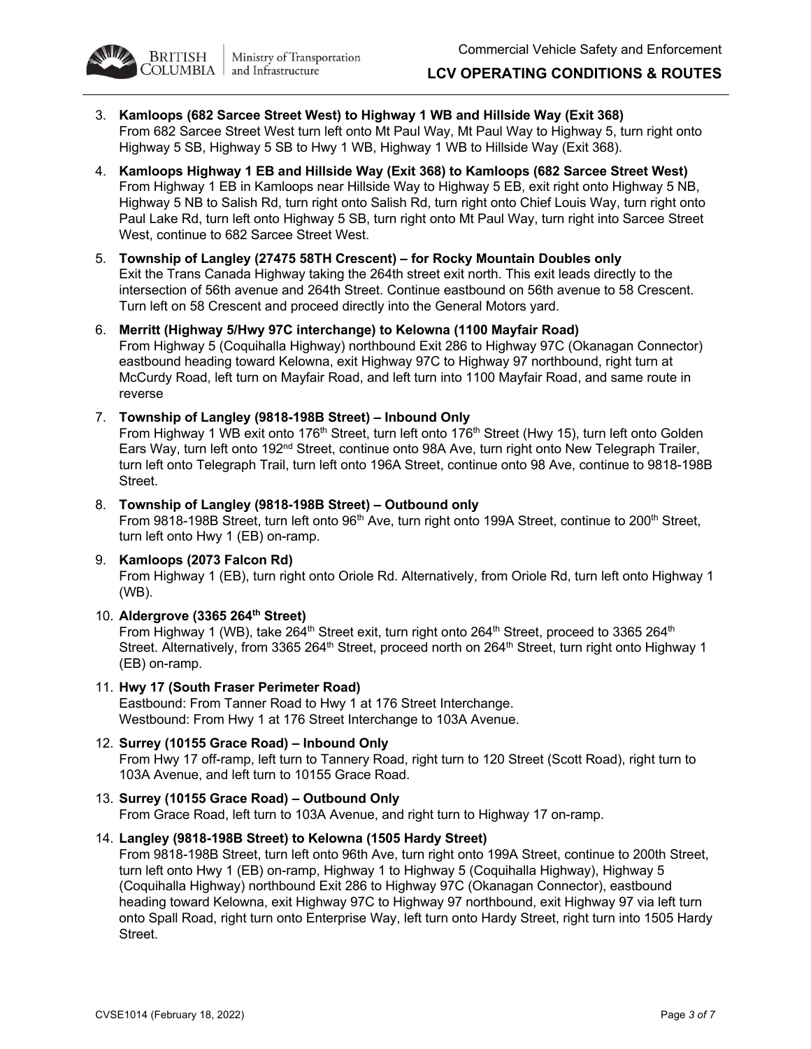3. **Kamloops (682 Sarcee Street West) to Highway 1 WB and Hillside Way (Exit 368)**
   From 682 Sarcee Street West turn left onto Mt Paul Way, Mt Paul Way to Highway 5, turn right onto Highway 5 SB, Highway 5 SB to Hwy 1 WB, Highway 1 WB to Hillside Way (Exit 368).

4. **Kamloops Highway 1 EB and Hillside Way (Exit 368) to Kamloops (682 Sarcee Street West)**
   From Highway 1 EB in Kamloops near Hillside Way to Highway 5 EB, exit right onto Highway 5 NB, Highway 5 NB to Salish Rd, turn right onto Salish Rd, turn right onto Chief Louis Way, turn right onto Paul Lake Rd, turn left onto Highway 5 SB, turn right onto Mt Paul Way, turn right into Sarcee Street West, continue to 682 Sarcee Street West.

5. **Township of Langley (27475 58TH Crescent) – for Rocky Mountain Doubles only**
   Exit the Trans Canada Highway taking the 264th street exit north. This exit leads directly to the intersection of 56th avenue and 264th Street. Continue eastbound on 56th avenue to 58 Crescent. Turn left on 58 Crescent and proceed directly into the General Motors yard.

6. **Merritt (Highway 5/Hwy 97C interchange) to Kelowna (1100 Mayfair Road)**
   From Highway 5 (Coquihalla Highway) northbound Exit 286 to Highway 97C (Okanagan Connector) eastbound heading toward Kelowna, exit Highway 97C to Highway 97 northbound, right turn at McCurdy Road, left turn on Mayfair Road, and left turn into 1100 Mayfair Road, and same route in reverse

7. **Township of Langley (9818-198B Street) – Inbound Only**
   From Highway 1 WB exit onto 176th Street, turn left onto 176th Street (Hwy 15), turn left onto Golden Ears Way, turn left onto 192nd Street, continue onto 98A Ave, turn right onto New Telegraph Trailer, turn left onto Telegraph Trail, turn left onto 196A Street, continue onto 98 Ave, continue to 9818-198B Street.

8. **Township of Langley (9818-198B Street) – Outbound only**
   From 9818-198B Street, turn left onto 96th Ave, turn right onto 199A Street, continue to 200th Street, turn left onto Hwy 1 (EB) on-ramp.

9. **Kamloops (2073 Falcon Rd)**
   From Highway 1 (EB), turn right onto Oriole Rd. Alternatively, from Oriole Rd, turn left onto Highway 1 (WB).

10. **Aldergrove (3365 264th Street)**
    From Highway 1 (WB), take 264th Street exit, turn right onto 264th Street, proceed to 3365 264th Street. Alternatively, from 3365 264th Street, proceed north on 264th Street, turn right onto Highway 1 (EB) on-ramp.

11. **Hwy 17 (South Fraser Perimeter Road)**
    Eastbound: From Tanner Road to Hwy 1 at 176 Street Interchange.
    Westbound: From Hwy 1 at 176 Street Interchange to 103A Avenue.

12. **Surrey (10155 Grace Road) – Inbound Only**
    From Hwy 17 off-ramp, left turn to Tannery Road, right turn to 120 Street (Scott Road), right turn to 103A Avenue, and left turn to 10155 Grace Road.

13. **Surrey (10155 Grace Road) – Outbound Only**
    From Grace Road, left turn to 103A Avenue, and right turn to Highway 17 on-ramp.

14. **Langley (9818-198B Street) to Kelowna (1505 Hardy Street)**
    From 9818-198B Street, turn left onto 96th Ave, turn right onto 199A Street, continue to 200th Street, turn left onto Hwy 1 (EB) on-ramp, Highway 1 to Highway 5 (Coquihalla Highway), Highway 5 (Coquihalla Highway) northbound Exit 286 to Highway 97C (Okanagan Connector), eastbound heading toward Kelowna, exit Highway 97C to Highway 97 northbound, exit Highway 97 via left turn onto Spall Road, right turn onto Enterprise Way, left turn onto Hardy Street, right turn into 1505 Hardy Street.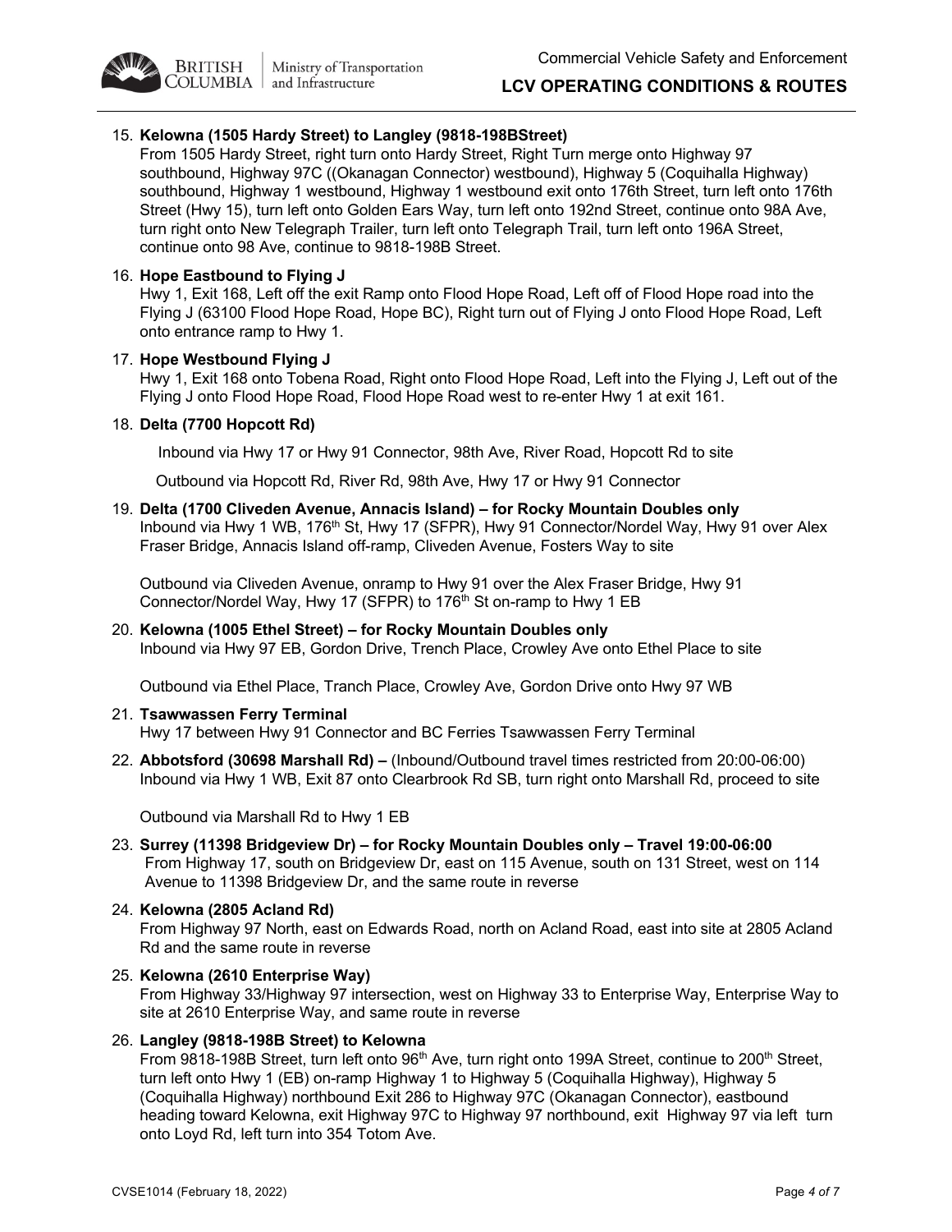15. **Kelowna (1505 Hardy Street) to Langley (9818-198BStreet)**
    From 1505 Hardy Street, right turn onto Hardy Street, Right Turn merge onto Highway 97 southbound, Highway 97C ((Okanagan Connector) westbound), Highway 5 (Coquihalla Highway) southbound, Highway 1 westbound, Highway 1 westbound exit onto 176th Street, turn left onto 176th Street (Hwy 15), turn left onto Golden Ears Way, turn left onto 192nd Street, continue onto 98A Ave, turn right onto New Telegraph Trailer, turn left onto Telegraph Trail, turn left onto 196A Street, continue onto 98 Ave, continue to 9818-198B Street.

16. **Hope Eastbound to Flying J**
    Hwy 1, Exit 168, Left off the exit Ramp onto Flood Hope Road, Left off of Flood Hope road into the Flying J (63100 Flood Hope Road, Hope BC), Right turn out of Flying J onto Flood Hope Road, Left onto entrance ramp to Hwy 1.

17. **Hope Westbound Flying J**
    Hwy 1, Exit 168 onto Tobena Road, Right onto Flood Hope Road, Left into the Flying J, Left out of the Flying J onto Flood Hope Road, Flood Hope Road west to re-enter Hwy 1 at exit 161.

18. **Delta (7700 Hopcott Rd)**

    Inbound via Hwy 17 or Hwy 91 Connector, 98th Ave, River Road, Hopcott Rd to site

    Outbound via Hopcott Rd, River Rd, 98th Ave, Hwy 17 or Hwy 91 Connector

19. **Delta (1700 Cliveden Avenue, Annacis Island) – for Rocky Mountain Doubles only**
    Inbound via Hwy 1 WB, 176th St, Hwy 17 (SFPR), Hwy 91 Connector/Nordel Way, Hwy 91 over Alex Fraser Bridge, Annacis Island off-ramp, Cliveden Avenue, Fosters Way to site

    Outbound via Cliveden Avenue, onramp to Hwy 91 over the Alex Fraser Bridge, Hwy 91 Connector/Nordel Way, Hwy 17 (SFPR) to 176th St on-ramp to Hwy 1 EB

20. **Kelowna (1005 Ethel Street) – for Rocky Mountain Doubles only**
    Inbound via Hwy 97 EB, Gordon Drive, Trench Place, Crowley Ave onto Ethel Place to site

    Outbound via Ethel Place, Tranch Place, Crowley Ave, Gordon Drive onto Hwy 97 WB

21. **Tsawwassen Ferry Terminal**
    Hwy 17 between Hwy 91 Connector and BC Ferries Tsawwassen Ferry Terminal

22. **Abbotsford (30698 Marshall Rd) –** (Inbound/Outbound travel times restricted from 20:00-06:00)
    Inbound via Hwy 1 WB, Exit 87 onto Clearbrook Rd SB, turn right onto Marshall Rd, proceed to site

    Outbound via Marshall Rd to Hwy 1 EB

23. **Surrey (11398 Bridgeview Dr) – for Rocky Mountain Doubles only – Travel 19:00-06:00**
    From Highway 17, south on Bridgeview Dr, east on 115 Avenue, south on 131 Street, west on 114 Avenue to 11398 Bridgeview Dr, and the same route in reverse

24. **Kelowna (2805 Acland Rd)**
    From Highway 97 North, east on Edwards Road, north on Acland Road, east into site at 2805 Acland Rd and the same route in reverse

25. **Kelowna (2610 Enterprise Way)**
    From Highway 33/Highway 97 intersection, west on Highway 33 to Enterprise Way, Enterprise Way to site at 2610 Enterprise Way, and same route in reverse

26. **Langley (9818-198B Street) to Kelowna**
    From 9818-198B Street, turn left onto 96th Ave, turn right onto 199A Street, continue to 200th Street, turn left onto Hwy 1 (EB) on-ramp Highway 1 to Highway 5 (Coquihalla Highway), Highway 5 (Coquihalla Highway) northbound Exit 286 to Highway 97C (Okanagan Connector), eastbound heading toward Kelowna, exit Highway 97C to Highway 97 northbound, exit Highway 97 via left turn onto Loyd Rd, left turn into 354 Totom Ave.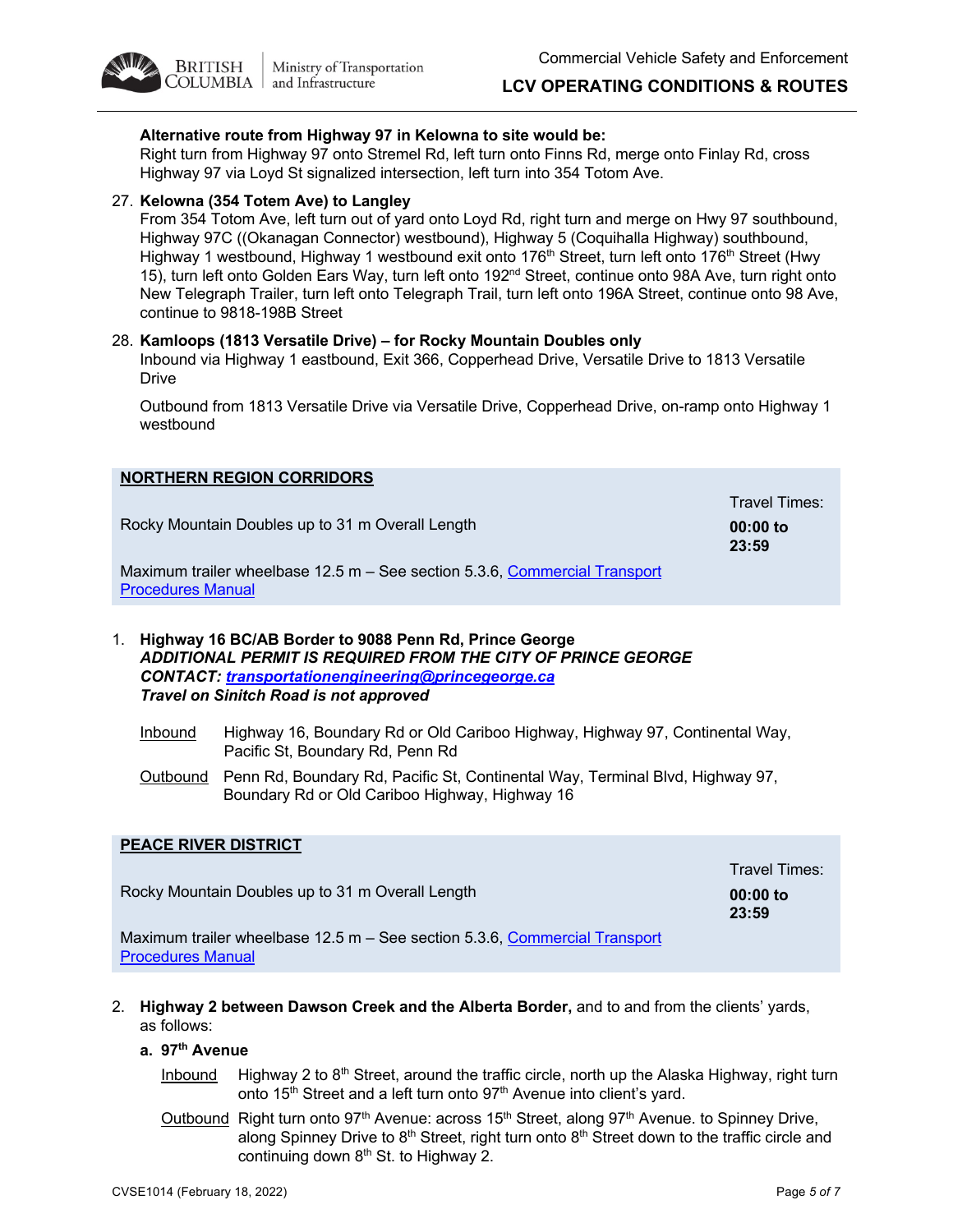**Alternative route from Highway 97 in Kelowna to site would be:**
Right turn from Highway 97 onto Stremel Rd, left turn onto Finns Rd, merge onto Finlay Rd, cross Highway 97 via Loyd St signalized intersection, left turn into 354 Totom Ave.

27. **Kelowna (354 Totem Ave) to Langley**
From 354 Totom Ave, left turn out of yard onto Loyd Rd, right turn and merge on Hwy 97 southbound, Highway 97C ((Okanagan Connector) westbound), Highway 5 (Coquihalla Highway) southbound, Highway 1 westbound, Highway 1 westbound exit onto 176th Street, turn left onto 176th Street (Hwy 15), turn left onto Golden Ears Way, turn left onto 192nd Street, continue onto 98A Ave, turn right onto New Telegraph Trailer, turn left onto Telegraph Trail, turn left onto 196A Street, continue onto 98 Ave, continue to 9818-198B Street

28. **Kamloops (1813 Versatile Drive) – for Rocky Mountain Doubles only**
Inbound via Highway 1 eastbound, Exit 366, Copperhead Drive, Versatile Drive to 1813 Versatile Drive

    Outbound from 1813 Versatile Drive via Versatile Drive, Copperhead Drive, on-ramp onto Highway 1 westbound

## NORTHERN REGION CORRIDORS

| | Travel Times: |
|---|---|
| Rocky Mountain Doubles up to 31 m Overall Length | **00:00 to 23:59** |
| Maximum trailer wheelbase 12.5 m – See section 5.3.6, Commercial Transport Procedures Manual | |

1. **Highway 16 BC/AB Border to 9088 Penn Rd, Prince George**
***ADDITIONAL PERMIT IS REQUIRED FROM THE CITY OF PRINCE GEORGE***
***CONTACT: transportationengineering@princegeorge.ca***
***Travel on Sinitch Road is not approved***

    Inbound: Highway 16, Boundary Rd or Old Cariboo Highway, Highway 97, Continental Way, Pacific St, Boundary Rd, Penn Rd

    Outbound: Penn Rd, Boundary Rd, Pacific St, Continental Way, Terminal Blvd, Highway 97, Boundary Rd or Old Cariboo Highway, Highway 16

## PEACE RIVER DISTRICT

| | Travel Times: |
|---|---|
| Rocky Mountain Doubles up to 31 m Overall Length | **00:00 to 23:59** |
| Maximum trailer wheelbase 12.5 m – See section 5.3.6, Commercial Transport Procedures Manual | |

2. **Highway 2 between Dawson Creek and the Alberta Border,** and to and from the clients' yards, as follows:

    **a. 97th Avenue**

    Inbound: Highway 2 to 8th Street, around the traffic circle, north up the Alaska Highway, right turn onto 15th Street and a left turn onto 97th Avenue into client's yard.

    Outbound: Right turn onto 97th Avenue: across 15th Street, along 97th Avenue. to Spinney Drive, along Spinney Drive to 8th Street, right turn onto 8th Street down to the traffic circle and continuing down 8th St. to Highway 2.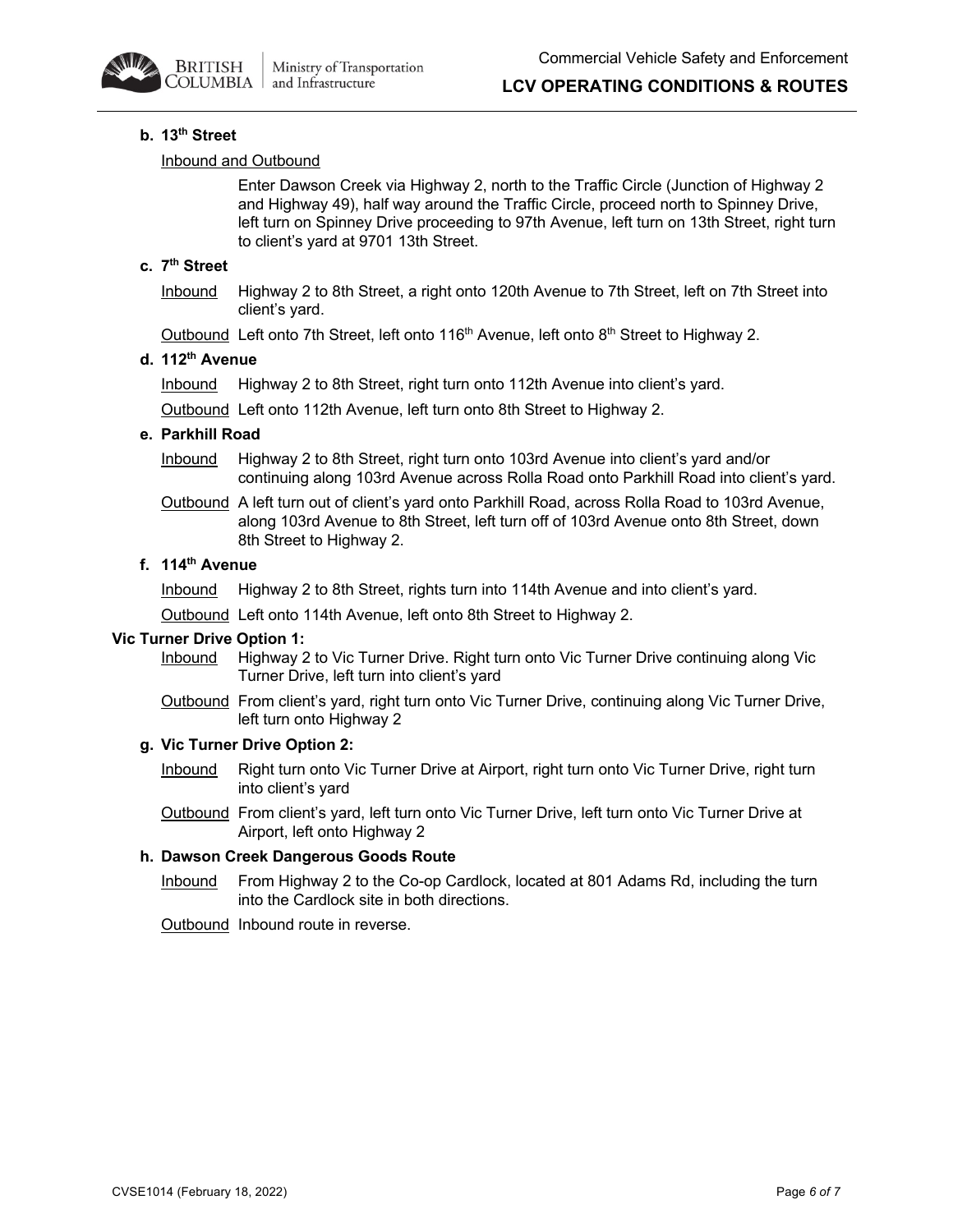**b. 13th Street**

Inbound and Outbound

Enter Dawson Creek via Highway 2, north to the Traffic Circle (Junction of Highway 2 and Highway 49), half way around the Traffic Circle, proceed north to Spinney Drive, left turn on Spinney Drive proceeding to 97th Avenue, left turn on 13th Street, right turn to client's yard at 9701 13th Street.

**c. 7th Street**

Inbound — Highway 2 to 8th Street, a right onto 120th Avenue to 7th Street, left on 7th Street into client's yard.

Outbound — Left onto 7th Street, left onto 116th Avenue, left onto 8th Street to Highway 2.

**d. 112th Avenue**

Inbound — Highway 2 to 8th Street, right turn onto 112th Avenue into client's yard.

Outbound — Left onto 112th Avenue, left turn onto 8th Street to Highway 2.

**e. Parkhill Road**

Inbound — Highway 2 to 8th Street, right turn onto 103rd Avenue into client's yard and/or continuing along 103rd Avenue across Rolla Road onto Parkhill Road into client's yard.

Outbound — A left turn out of client's yard onto Parkhill Road, across Rolla Road to 103rd Avenue, along 103rd Avenue to 8th Street, left turn off of 103rd Avenue onto 8th Street, down 8th Street to Highway 2.

**f. 114th Avenue**

Inbound — Highway 2 to 8th Street, rights turn into 114th Avenue and into client's yard.

Outbound — Left onto 114th Avenue, left onto 8th Street to Highway 2.

**Vic Turner Drive Option 1:**

Inbound — Highway 2 to Vic Turner Drive. Right turn onto Vic Turner Drive continuing along Vic Turner Drive, left turn into client's yard

Outbound — From client's yard, right turn onto Vic Turner Drive, continuing along Vic Turner Drive, left turn onto Highway 2

**g. Vic Turner Drive Option 2:**

Inbound — Right turn onto Vic Turner Drive at Airport, right turn onto Vic Turner Drive, right turn into client's yard

Outbound — From client's yard, left turn onto Vic Turner Drive, left turn onto Vic Turner Drive at Airport, left onto Highway 2

**h. Dawson Creek Dangerous Goods Route**

Inbound — From Highway 2 to the Co-op Cardlock, located at 801 Adams Rd, including the turn into the Cardlock site in both directions.

Outbound — Inbound route in reverse.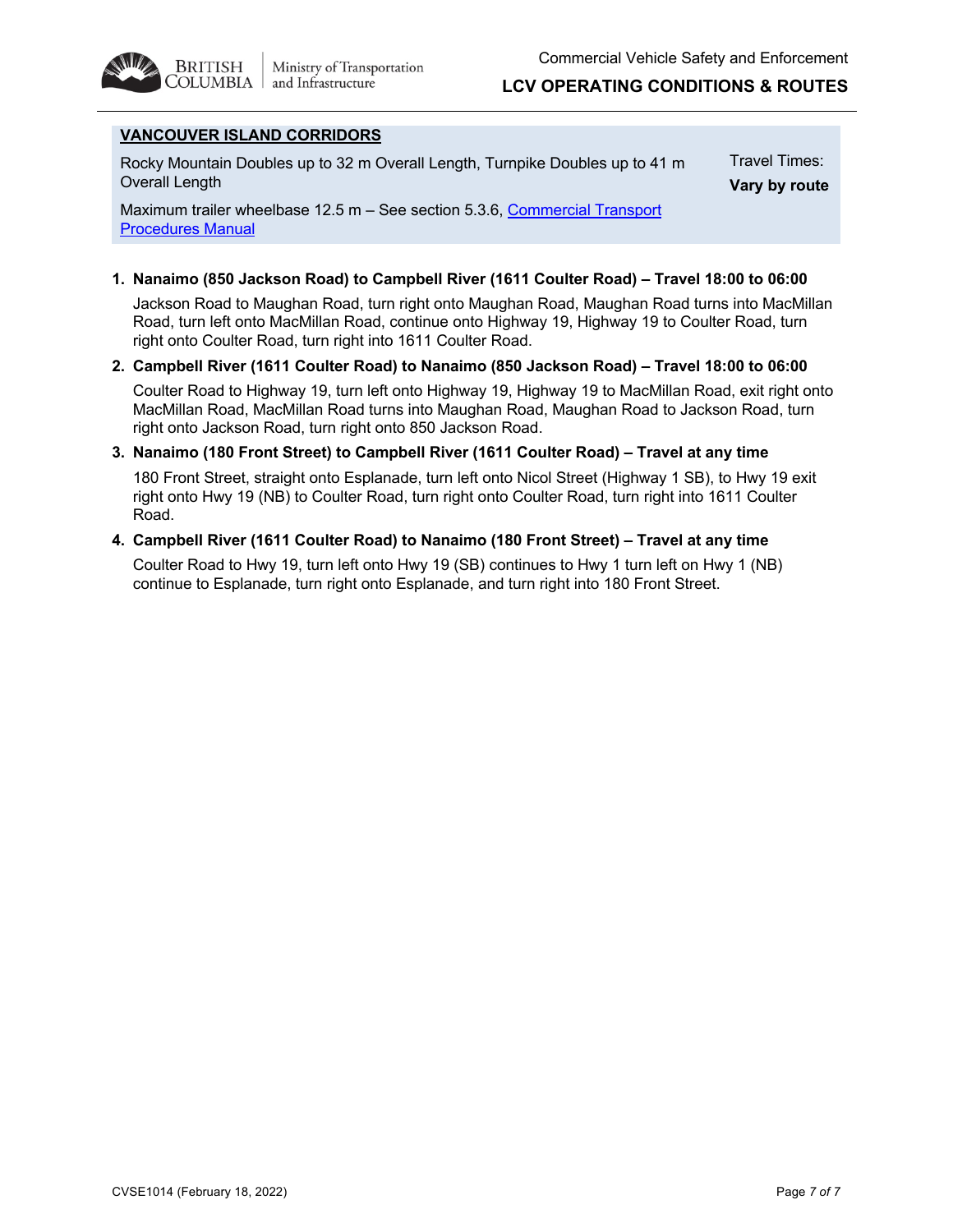## VANCOUVER ISLAND CORRIDORS

Rocky Mountain Doubles up to 32 m Overall Length, Turnpike Doubles up to 41 m Overall Length

Maximum trailer wheelbase 12.5 m – See section 5.3.6, [Commercial Transport Procedures Manual]()

Travel Times: **Vary by route**

1. **Nanaimo (850 Jackson Road) to Campbell River (1611 Coulter Road) – Travel 18:00 to 06:00**

   Jackson Road to Maughan Road, turn right onto Maughan Road, Maughan Road turns into MacMillan Road, turn left onto MacMillan Road, continue onto Highway 19, Highway 19 to Coulter Road, turn right onto Coulter Road, turn right into 1611 Coulter Road.

2. **Campbell River (1611 Coulter Road) to Nanaimo (850 Jackson Road) – Travel 18:00 to 06:00**

   Coulter Road to Highway 19, turn left onto Highway 19, Highway 19 to MacMillan Road, exit right onto MacMillan Road, MacMillan Road turns into Maughan Road, Maughan Road to Jackson Road, turn right onto Jackson Road, turn right onto 850 Jackson Road.

3. **Nanaimo (180 Front Street) to Campbell River (1611 Coulter Road) – Travel at any time**

   180 Front Street, straight onto Esplanade, turn left onto Nicol Street (Highway 1 SB), to Hwy 19 exit right onto Hwy 19 (NB) to Coulter Road, turn right onto Coulter Road, turn right into 1611 Coulter Road.

4. **Campbell River (1611 Coulter Road) to Nanaimo (180 Front Street) – Travel at any time**

   Coulter Road to Hwy 19, turn left onto Hwy 19 (SB) continues to Hwy 1 turn left on Hwy 1 (NB) continue to Esplanade, turn right onto Esplanade, and turn right into 180 Front Street.